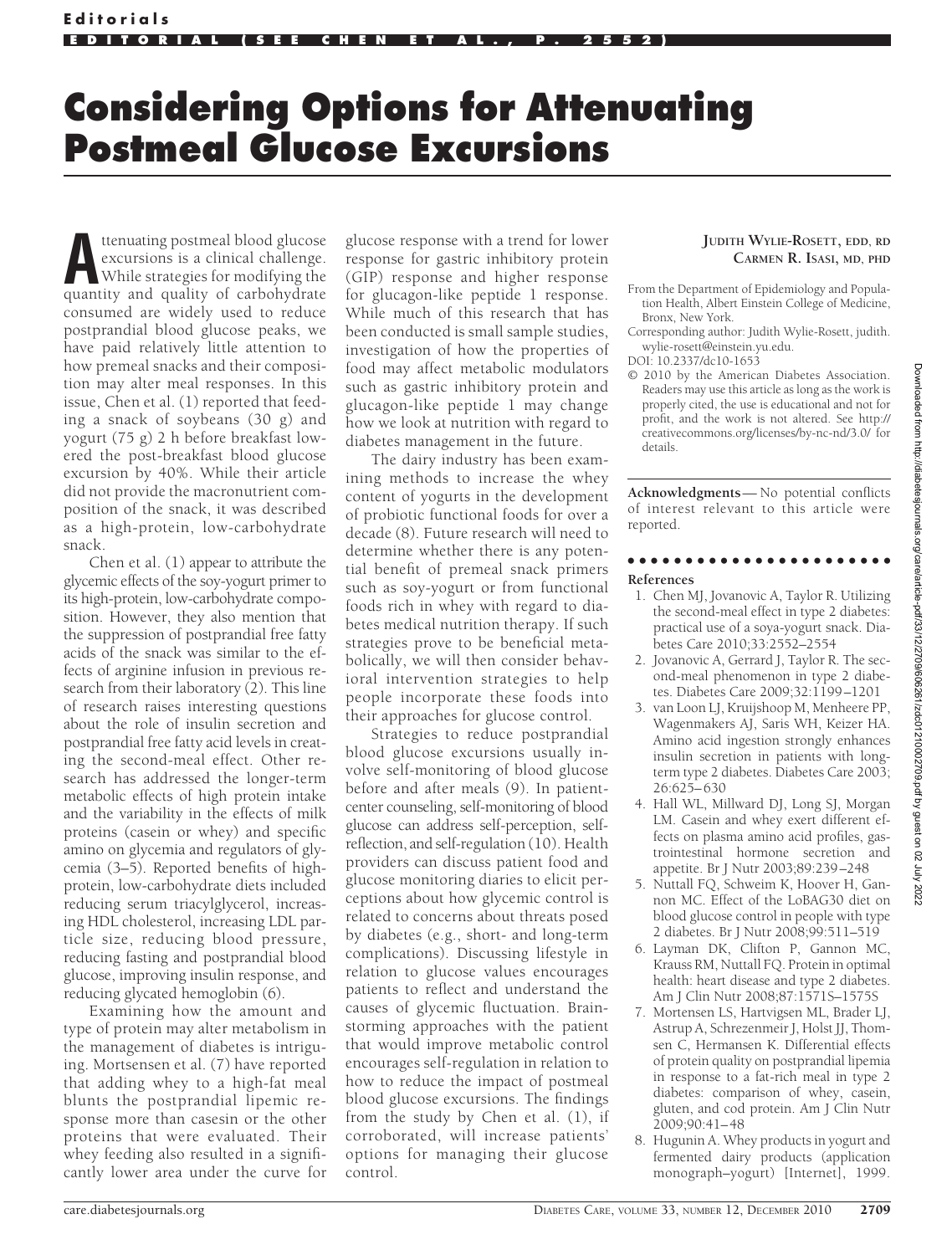Editorials

EDITORIAL (SEE CHEN ET AL., P. 2552)

# Considering Options for Attenuating Postmeal Glucose Excursions

Attenuating postmeal blood glucose excursions is a clinical challenge. While strategies for modifying the quantity and quality of carbohydrate consumed are widely used to reduce postprandial blood glucose peaks, we have paid relatively little attention to how premeal snacks and their composition may alter meal responses. In this issue, Chen et al. (1) reported that feeding a snack of soybeans (30 g) and yogurt (75 g) 2 h before breakfast lowered the post-breakfast blood glucose excursion by 40%. While their article did not provide the macronutrient composition of the snack, it was described as a high-protein, low-carbohydrate snack.

Chen et al. (1) appear to attribute the glycemic effects of the soy-yogurt primer to its high-protein, low-carbohydrate composition. However, they also mention that the suppression of postprandial free fatty acids of the snack was similar to the effects of arginine infusion in previous research from their laboratory (2). This line of research raises interesting questions about the role of insulin secretion and postprandial free fatty acid levels in creating the second-meal effect. Other research has addressed the longer-term metabolic effects of high protein intake and the variability in the effects of milk proteins (casein or whey) and specific amino on glycemia and regulators of glycemia (3–5). Reported benefits of high-protein, low-carbohydrate diets included reducing serum triacylglycerol, increasing HDL cholesterol, increasing LDL particle size, reducing blood pressure, reducing fasting and postprandial blood glucose, improving insulin response, and reducing glycated hemoglobin (6).

Examining how the amount and type of protein may alter metabolism in the management of diabetes is intriguing. Mortsensen et al. (7) have reported that adding whey to a high-fat meal blunts the postprandial lipemic response more than casein or the other proteins that were evaluated. Their whey feeding also resulted in a significantly lower area under the curve for glucose response with a trend for lower response for gastric inhibitory protein (GIP) response and higher response for glucagon-like peptide 1 response. While much of this research that has been conducted is small sample studies, investigation of how the properties of food may affect metabolic modulators such as gastric inhibitory protein and glucagon-like peptide 1 may change how we look at nutrition with regard to diabetes management in the future.

The dairy industry has been examining methods to increase the whey content of yogurts in the development of probiotic functional foods for over a decade (8). Future research will need to determine whether there is any potential benefit of premeal snack primers such as soy-yogurt or from functional foods rich in whey with regard to diabetes medical nutrition therapy. If such strategies prove to be beneficial metabolically, we will then consider behavioral intervention strategies to help people incorporate these foods into their approaches for glucose control.

Strategies to reduce postprandial blood glucose excursions usually involve self-monitoring of blood glucose before and after meals (9). In patient-center counseling, self-monitoring of blood glucose can address self-perception, self-reflection, and self-regulation (10). Health providers can discuss patient food and glucose monitoring diaries to elicit perceptions about how glycemic control is related to concerns about threats posed by diabetes (e.g., short- and long-term complications). Discussing lifestyle in relation to glucose values encourages patients to reflect and understand the causes of glycemic fluctuation. Brainstorming approaches with the patient that would improve metabolic control encourages self-regulation in relation to how to reduce the impact of postmeal blood glucose excursions. The findings from the study by Chen et al. (1), if corroborated, will increase patients' options for managing their glucose control.

**JUDITH WYLIE-ROSETT, EDD, RD**
**CARMEN R. ISASI, MD, PHD**

From the Department of Epidemiology and Population Health, Albert Einstein College of Medicine, Bronx, New York.

Corresponding author: Judith Wylie-Rosett, judith.wylie-rosett@einstein.yu.edu.

DOI: 10.2337/dc10-1653

© 2010 by the American Diabetes Association. Readers may use this article as long as the work is properly cited, the use is educational and not for profit, and the work is not altered. See http://creativecommons.org/licenses/by-nc-nd/3.0/ for details.

**Acknowledgments**— No potential conflicts of interest relevant to this article were reported.

## References

1. Chen MJ, Jovanovic A, Taylor R. Utilizing the second-meal effect in type 2 diabetes: practical use of a soya-yogurt snack. Diabetes Care 2010;33:2552–2554
2. Jovanovic A, Gerrard J, Taylor R. The second-meal phenomenon in type 2 diabetes. Diabetes Care 2009;32:1199–1201
3. van Loon LJ, Kruijshoop M, Menheere PP, Wagenmakers AJ, Saris WH, Keizer HA. Amino acid ingestion strongly enhances insulin secretion in patients with long-term type 2 diabetes. Diabetes Care 2003;26:625–630
4. Hall WL, Millward DJ, Long SJ, Morgan LM. Casein and whey exert different effects on plasma amino acid profiles, gastrointestinal hormone secretion and appetite. Br J Nutr 2003;89:239–248
5. Nuttall FQ, Schweim K, Hoover H, Gannon MC. Effect of the LoBAG30 diet on blood glucose control in people with type 2 diabetes. Br J Nutr 2008;99:511–519
6. Layman DK, Clifton P, Gannon MC, Krauss RM, Nuttall FQ. Protein in optimal health: heart disease and type 2 diabetes. Am J Clin Nutr 2008;87:1571S–1575S
7. Mortensen LS, Hartvigsen ML, Brader LJ, Astrup A, Schrezenmeir J, Holst JJ, Thomsen C, Hermansen K. Differential effects of protein quality on postprandial lipemia in response to a fat-rich meal in type 2 diabetes: comparison of whey, casein, gluten, and cod protein. Am J Clin Nutr 2009;90:41–48
8. Hugunin A. Whey products in yogurt and fermented dairy products (application monograph–yogurt) [Internet], 1999.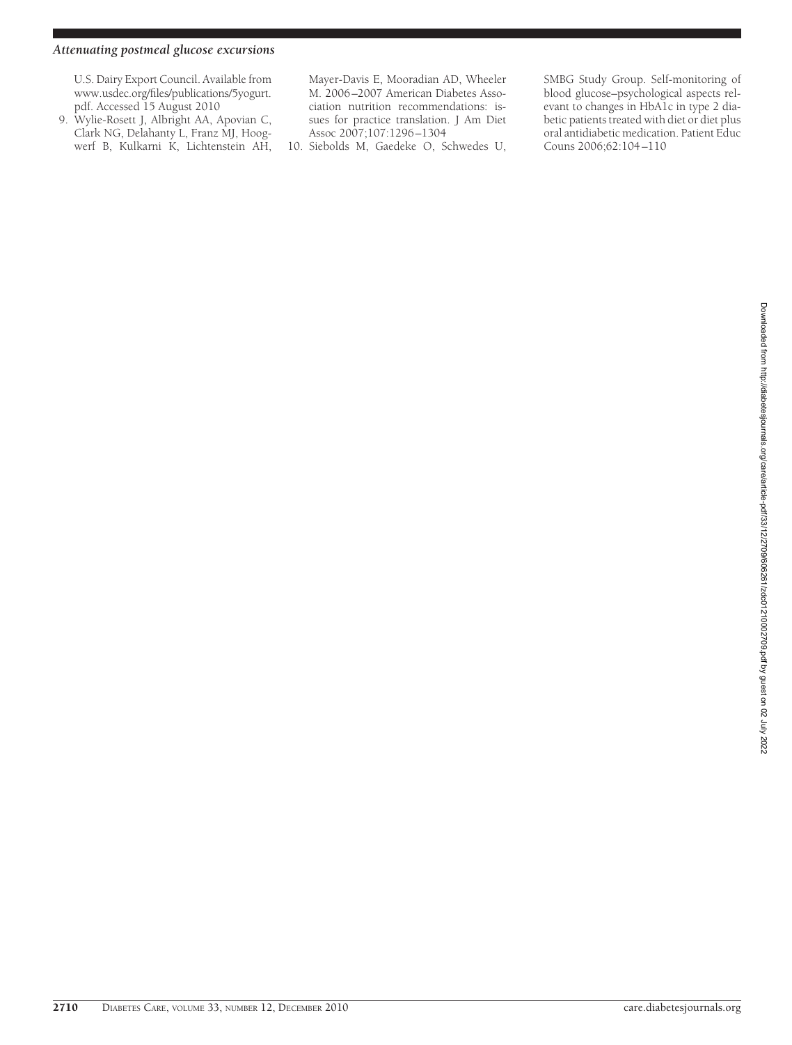U.S. Dairy Export Council. Available from www.usdec.org/files/publications/5yogurt.pdf. Accessed 15 August 2010

9. Wylie-Rosett J, Albright AA, Apovian C, Clark NG, Delahanty L, Franz MJ, Hoogwerf B, Kulkarni K, Lichtenstein AH, Mayer-Davis E, Mooradian AD, Wheeler M. 2006–2007 American Diabetes Association nutrition recommendations: issues for practice translation. J Am Diet Assoc 2007;107:1296–1304

10. Siebolds M, Gaedeke O, Schwedes U, SMBG Study Group. Self-monitoring of blood glucose–psychological aspects relevant to changes in HbA1c in type 2 diabetic patients treated with diet or diet plus oral antidiabetic medication. Patient Educ Couns 2006;62:104–110